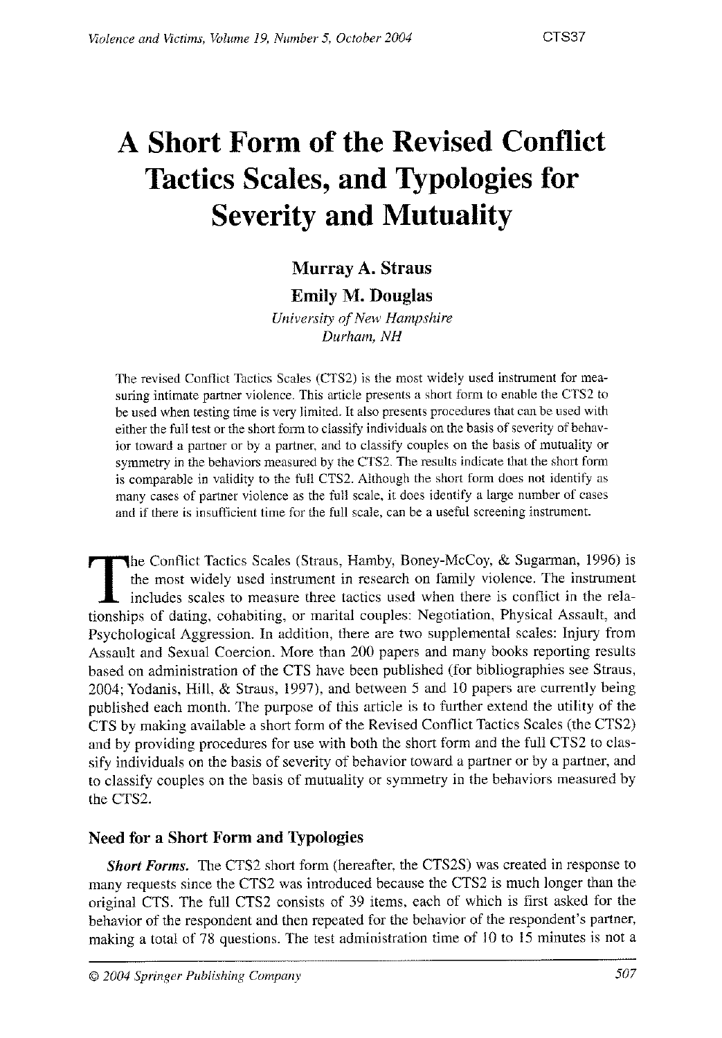# A Short Form of the Revised Conflict Tactics Scales, and Typologies for Severity and Mutuality

**Murray A. Straus**

**Emily M. Douglas**

*University of New Hampshire*
*Durham, NH*

The revised Conflict Tactics Scales (CTS2) is the most widely used instrument for measuring intimate partner violence. This article presents a short form to enable the CTS2 to be used when testing time is very limited. It also presents procedures that can be used with either the full test or the short form to classify individuals on the basis of severity of behavior toward a partner or by a partner, and to classify couples on the basis of mutuality or symmetry in the behaviors measured by the CTS2. The results indicate that the short form is comparable in validity to the full CTS2. Although the short form does not identify as many cases of partner violence as the full scale, it does identify a large number of cases and if there is insufficient time for the full scale, can be a useful screening instrument.

The Conflict Tactics Scales (Straus, Hamby, Boney-McCoy, & Sugarman, 1996) is the most widely used instrument in research on family violence. The instrument includes scales to measure three tactics used when there is conflict in the relationships of dating, cohabiting, or marital couples: Negotiation, Physical Assault, and Psychological Aggression. In addition, there are two supplemental scales: Injury from Assault and Sexual Coercion. More than 200 papers and many books reporting results based on administration of the CTS have been published (for bibliographies see Straus, 2004; Yodanis, Hill, & Straus, 1997), and between 5 and 10 papers are currently being published each month. The purpose of this article is to further extend the utility of the CTS by making available a short form of the Revised Conflict Tactics Scales (the CTS2) and by providing procedures for use with both the short form and the full CTS2 to classify individuals on the basis of severity of behavior toward a partner or by a partner, and to classify couples on the basis of mutuality or symmetry in the behaviors measured by the CTS2.

## Need for a Short Form and Typologies

***Short Forms.*** The CTS2 short form (hereafter, the CTS2S) was created in response to many requests since the CTS2 was introduced because the CTS2 is much longer than the original CTS. The full CTS2 consists of 39 items, each of which is first asked for the behavior of the respondent and then repeated for the behavior of the respondent's partner, making a total of 78 questions. The test administration time of 10 to 15 minutes is not a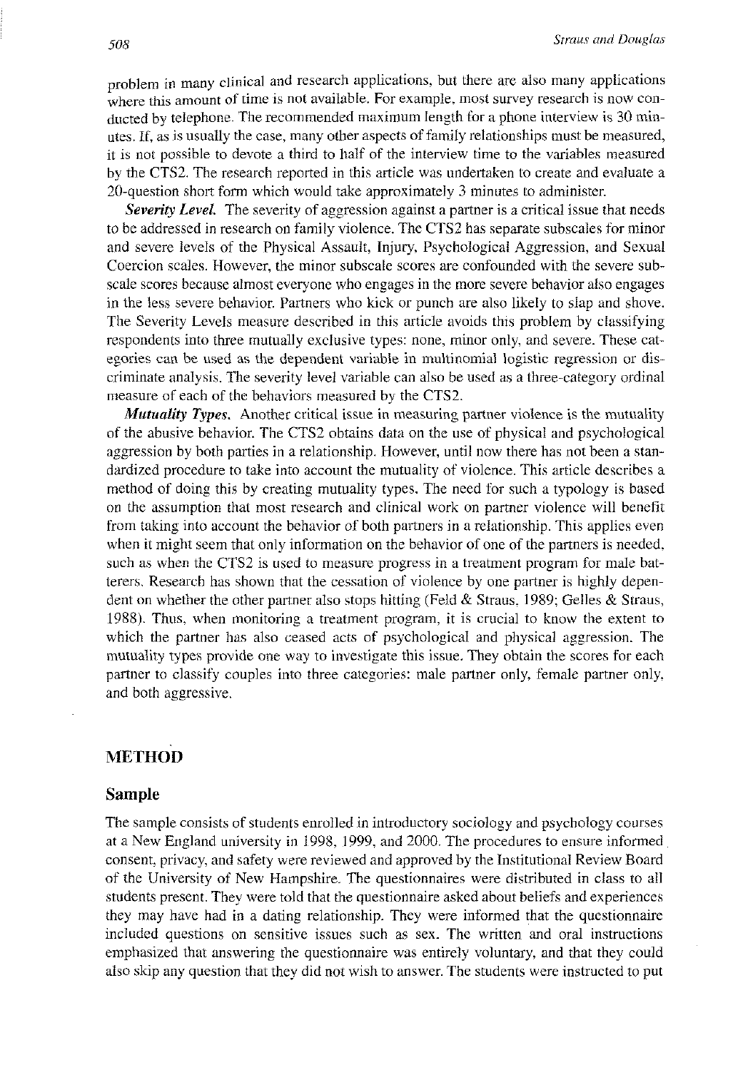problem in many clinical and research applications, but there are also many applications where this amount of time is not available. For example, most survey research is now conducted by telephone. The recommended maximum length for a phone interview is 30 minutes. If, as is usually the case, many other aspects of family relationships must be measured, it is not possible to devote a third to half of the interview time to the variables measured by the CTS2. The research reported in this article was undertaken to create and evaluate a 20-question short form which would take approximately 3 minutes to administer.

***Severity Level.*** The severity of aggression against a partner is a critical issue that needs to be addressed in research on family violence. The CTS2 has separate subscales for minor and severe levels of the Physical Assault, Injury, Psychological Aggression, and Sexual Coercion scales. However, the minor subscale scores are confounded with the severe subscale scores because almost everyone who engages in the more severe behavior also engages in the less severe behavior. Partners who kick or punch are also likely to slap and shove. The Severity Levels measure described in this article avoids this problem by classifying respondents into three mutually exclusive types: none, minor only, and severe. These categories can be used as the dependent variable in multinomial logistic regression or discriminate analysis. The severity level variable can also be used as a three-category ordinal measure of each of the behaviors measured by the CTS2.

***Mutuality Types.*** Another critical issue in measuring partner violence is the mutuality of the abusive behavior. The CTS2 obtains data on the use of physical and psychological aggression by both parties in a relationship. However, until now there has not been a standardized procedure to take into account the mutuality of violence. This article describes a method of doing this by creating mutuality types. The need for such a typology is based on the assumption that most research and clinical work on partner violence will benefit from taking into account the behavior of both partners in a relationship. This applies even when it might seem that only information on the behavior of one of the partners is needed, such as when the CTS2 is used to measure progress in a treatment program for male batterers. Research has shown that the cessation of violence by one partner is highly dependent on whether the other partner also stops hitting (Feld & Straus, 1989; Gelles & Straus, 1988). Thus, when monitoring a treatment program, it is crucial to know the extent to which the partner has also ceased acts of psychological and physical aggression. The mutuality types provide one way to investigate this issue. They obtain the scores for each partner to classify couples into three categories: male partner only, female partner only, and both aggressive.

## METHOD

### Sample

The sample consists of students enrolled in introductory sociology and psychology courses at a New England university in 1998, 1999, and 2000. The procedures to ensure informed consent, privacy, and safety were reviewed and approved by the Institutional Review Board of the University of New Hampshire. The questionnaires were distributed in class to all students present. They were told that the questionnaire asked about beliefs and experiences they may have had in a dating relationship. They were informed that the questionnaire included questions on sensitive issues such as sex. The written and oral instructions emphasized that answering the questionnaire was entirely voluntary, and that they could also skip any question that they did not wish to answer. The students were instructed to put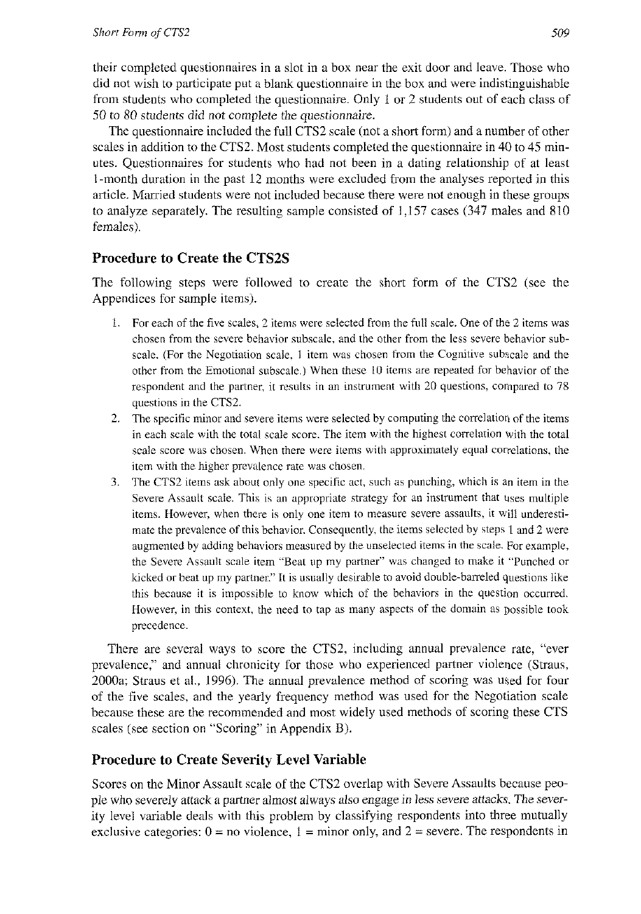their completed questionnaires in a slot in a box near the exit door and leave. Those who did not wish to participate put a blank questionnaire in the box and were indistinguishable from students who completed the questionnaire. Only 1 or 2 students out of each class of 50 to 80 students did not complete the questionnaire.

The questionnaire included the full CTS2 scale (not a short form) and a number of other scales in addition to the CTS2. Most students completed the questionnaire in 40 to 45 minutes. Questionnaires for students who had not been in a dating relationship of at least 1-month duration in the past 12 months were excluded from the analyses reported in this article. Married students were not included because there were not enough in these groups to analyze separately. The resulting sample consisted of 1,157 cases (347 males and 810 females).

## Procedure to Create the CTS2S

The following steps were followed to create the short form of the CTS2 (see the Appendices for sample items).

1. For each of the five scales, 2 items were selected from the full scale. One of the 2 items was chosen from the severe behavior subscale, and the other from the less severe behavior subscale. (For the Negotiation scale, 1 item was chosen from the Cognitive subscale and the other from the Emotional subscale.) When these 10 items are repeated for behavior of the respondent and the partner, it results in an instrument with 20 questions, compared to 78 questions in the CTS2.
2. The specific minor and severe items were selected by computing the correlation of the items in each scale with the total scale score. The item with the highest correlation with the total scale score was chosen. When there were items with approximately equal correlations, the item with the higher prevalence rate was chosen.
3. The CTS2 items ask about only one specific act, such as punching, which is an item in the Severe Assault scale. This is an appropriate strategy for an instrument that uses multiple items. However, when there is only one item to measure severe assaults, it will underestimate the prevalence of this behavior. Consequently, the items selected by steps 1 and 2 were augmented by adding behaviors measured by the unselected items in the scale. For example, the Severe Assault scale item "Beat up my partner" was changed to make it "Punched or kicked or beat up my partner." It is usually desirable to avoid double-barreled questions like this because it is impossible to know which of the behaviors in the question occurred. However, in this context, the need to tap as many aspects of the domain as possible took precedence.

There are several ways to score the CTS2, including annual prevalence rate, "ever prevalence," and annual chronicity for those who experienced partner violence (Straus, 2000a; Straus et al., 1996). The annual prevalence method of scoring was used for four of the five scales, and the yearly frequency method was used for the Negotiation scale because these are the recommended and most widely used methods of scoring these CTS scales (see section on "Scoring" in Appendix B).

## Procedure to Create Severity Level Variable

Scores on the Minor Assault scale of the CTS2 overlap with Severe Assaults because people who severely attack a partner almost always also engage in less severe attacks. The severity level variable deals with this problem by classifying respondents into three mutually exclusive categories: 0 = no violence, 1 = minor only, and 2 = severe. The respondents in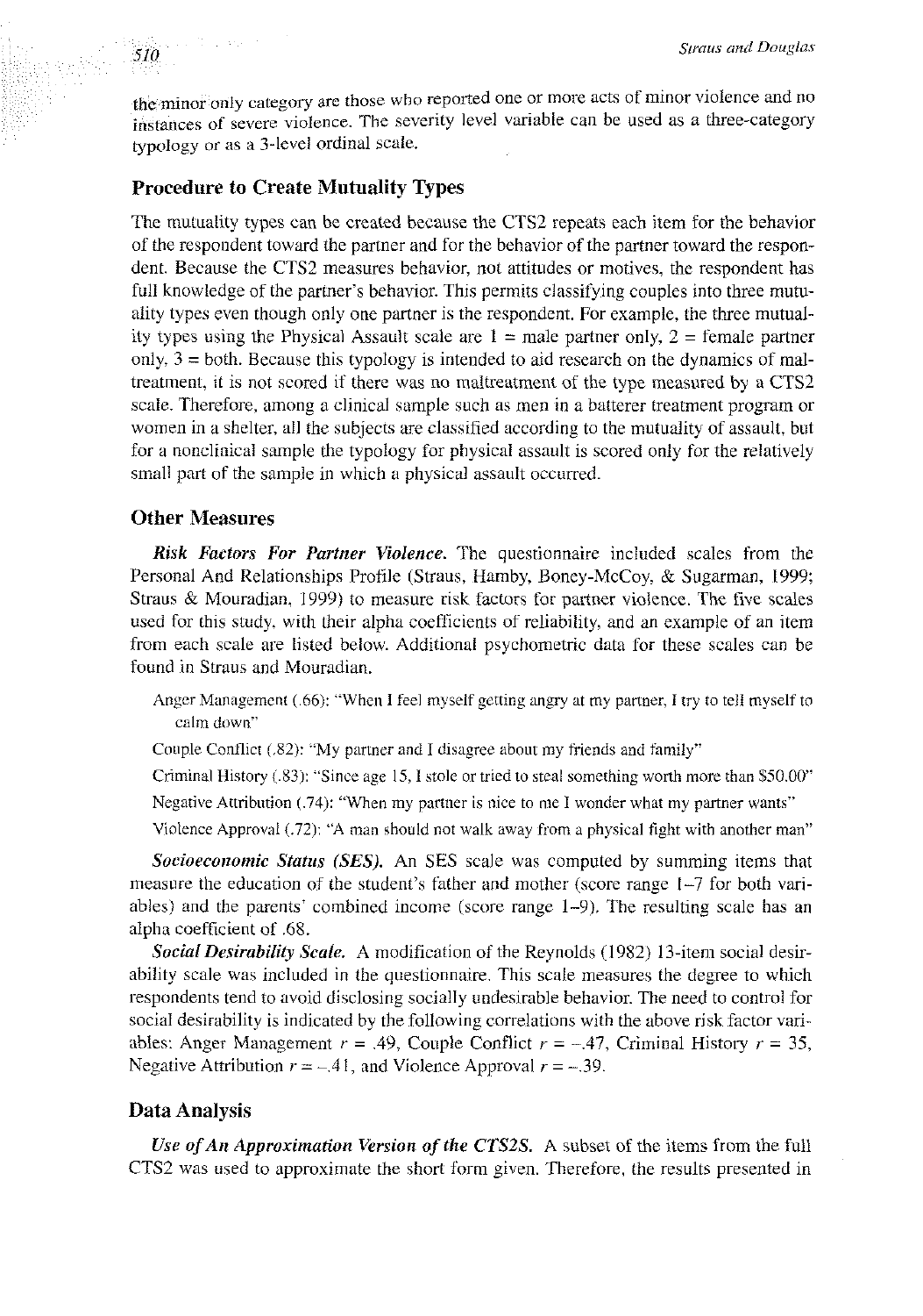the minor only category are those who reported one or more acts of minor violence and no instances of severe violence. The severity level variable can be used as a three-category typology or as a 3-level ordinal scale.

## Procedure to Create Mutuality Types

The mutuality types can be created because the CTS2 repeats each item for the behavior of the respondent toward the partner and for the behavior of the partner toward the respondent. Because the CTS2 measures behavior, not attitudes or motives, the respondent has full knowledge of the partner's behavior. This permits classifying couples into three mutuality types even though only one partner is the respondent. For example, the three mutuality types using the Physical Assault scale are 1 = male partner only, 2 = female partner only, 3 = both. Because this typology is intended to aid research on the dynamics of maltreatment, it is not scored if there was no maltreatment of the type measured by a CTS2 scale. Therefore, among a clinical sample such as men in a batterer treatment program or women in a shelter, all the subjects are classified according to the mutuality of assault, but for a nonclinical sample the typology for physical assault is scored only for the relatively small part of the sample in which a physical assault occurred.

## Other Measures

***Risk Factors For Partner Violence.*** The questionnaire included scales from the Personal And Relationships Profile (Straus, Hamby, Boney-McCoy, & Sugarman, 1999; Straus & Mouradian, 1999) to measure risk factors for partner violence. The five scales used for this study, with their alpha coefficients of reliability, and an example of an item from each scale are listed below. Additional psychometric data for these scales can be found in Straus and Mouradian.

- Anger Management (.66): "When I feel myself getting angry at my partner, I try to tell myself to calm down"
- Couple Conflict (.82): "My partner and I disagree about my friends and family"
- Criminal History (.83): "Since age 15, I stole or tried to steal something worth more than $50.00"
- Negative Attribution (.74): "When my partner is nice to me I wonder what my partner wants"
- Violence Approval (.72): "A man should not walk away from a physical fight with another man"

***Socioeconomic Status (SES).*** An SES scale was computed by summing items that measure the education of the student's father and mother (score range 1–7 for both variables) and the parents' combined income (score range 1–9). The resulting scale has an alpha coefficient of .68.

***Social Desirability Scale.*** A modification of the Reynolds (1982) 13-item social desirability scale was included in the questionnaire. This scale measures the degree to which respondents tend to avoid disclosing socially undesirable behavior. The need to control for social desirability is indicated by the following correlations with the above risk factor variables: Anger Management $r = .49$, Couple Conflict $r = -.47$, Criminal History $r = 35$, Negative Attribution $r = -.41$, and Violence Approval $r = -.39$.

## Data Analysis

***Use of An Approximation Version of the CTS2S.*** A subset of the items from the full CTS2 was used to approximate the short form given. Therefore, the results presented in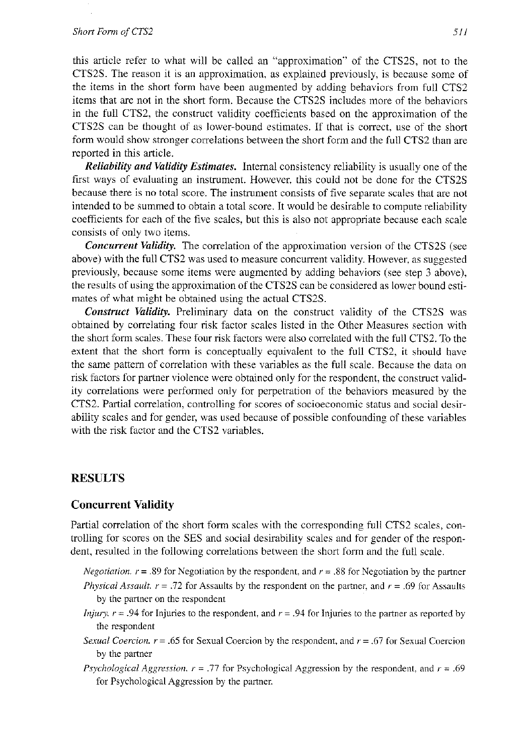this article refer to what will be called an "approximation" of the CTS2S, not to the CTS2S. The reason it is an approximation, as explained previously, is because some of the items in the short form have been augmented by adding behaviors from full CTS2 items that are not in the short form. Because the CTS2S includes more of the behaviors in the full CTS2, the construct validity coefficients based on the approximation of the CTS2S can be thought of as lower-bound estimates. If that is correct, use of the short form would show stronger correlations between the short form and the full CTS2 than are reported in this article.

***Reliability and Validity Estimates.*** Internal consistency reliability is usually one of the first ways of evaluating an instrument. However, this could not be done for the CTS2S because there is no total score. The instrument consists of five separate scales that are not intended to be summed to obtain a total score. It would be desirable to compute reliability coefficients for each of the five scales, but this is also not appropriate because each scale consists of only two items.

***Concurrent Validity.*** The correlation of the approximation version of the CTS2S (see above) with the full CTS2 was used to measure concurrent validity. However, as suggested previously, because some items were augmented by adding behaviors (see step 3 above), the results of using the approximation of the CTS2S can be considered as lower bound estimates of what might be obtained using the actual CTS2S.

***Construct Validity.*** Preliminary data on the construct validity of the CTS2S was obtained by correlating four risk factor scales listed in the Other Measures section with the short form scales. These four risk factors were also correlated with the full CTS2. To the extent that the short form is conceptually equivalent to the full CTS2, it should have the same pattern of correlation with these variables as the full scale. Because the data on risk factors for partner violence were obtained only for the respondent, the construct validity correlations were performed only for perpetration of the behaviors measured by the CTS2. Partial correlation, controlling for scores of socioeconomic status and social desirability scales and for gender, was used because of possible confounding of these variables with the risk factor and the CTS2 variables.

## RESULTS

### Concurrent Validity

Partial correlation of the short form scales with the corresponding full CTS2 scales, controlling for scores on the SES and social desirability scales and for gender of the respondent, resulted in the following correlations between the short form and the full scale.

- *Negotiation.* $r = .89$ for Negotiation by the respondent, and $r = .88$ for Negotiation by the partner
- *Physical Assault.* $r = .72$ for Assaults by the respondent on the partner, and $r = .69$ for Assaults by the partner on the respondent
- *Injury.* $r = .94$ for Injuries to the respondent, and $r = .94$ for Injuries to the partner as reported by the respondent
- *Sexual Coercion.* $r = .65$ for Sexual Coercion by the respondent, and $r = .67$ for Sexual Coercion by the partner
- *Psychological Aggression.* $r = .77$ for Psychological Aggression by the respondent, and $r = .69$ for Psychological Aggression by the partner.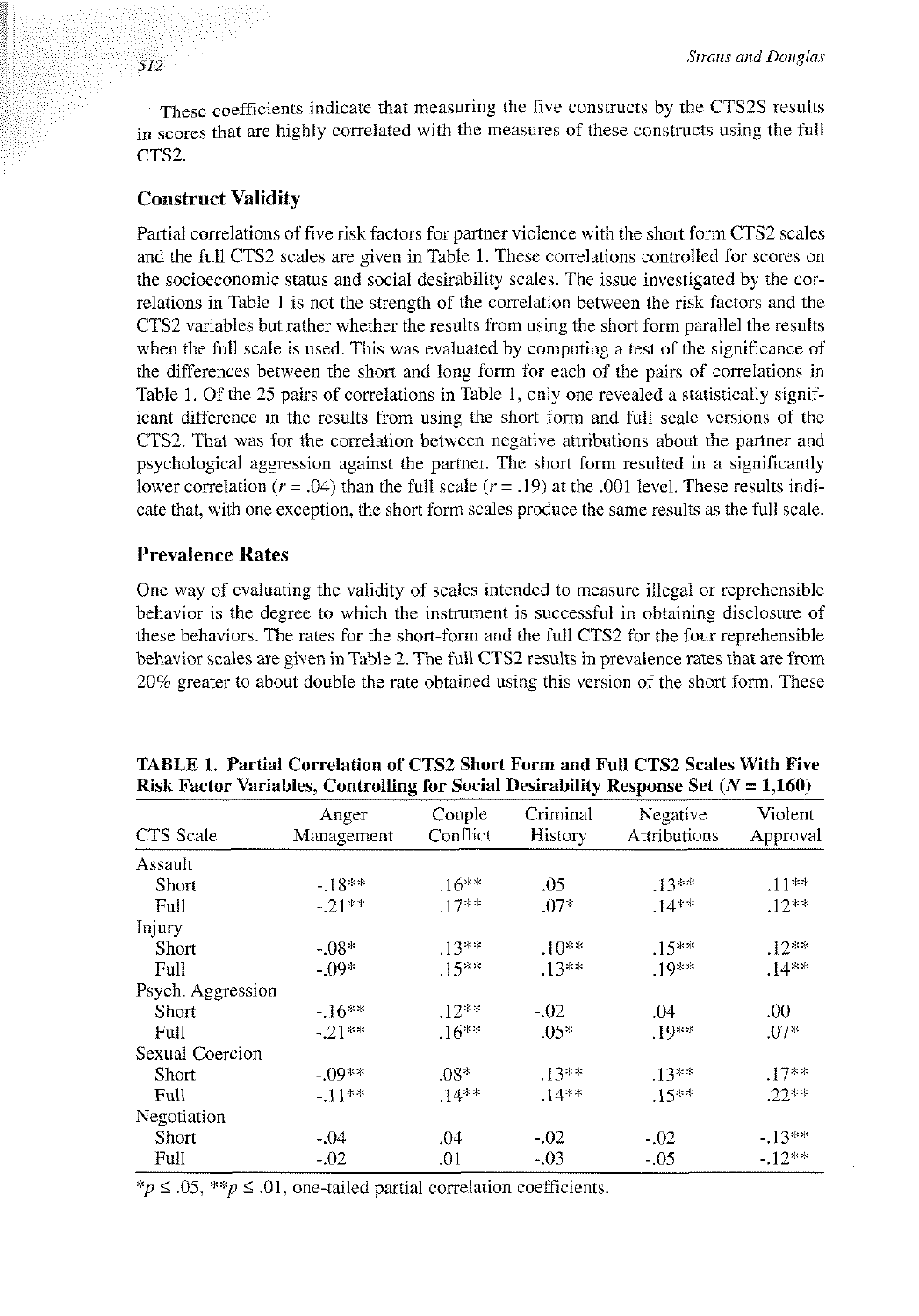These coefficients indicate that measuring the five constructs by the CTS2S results in scores that are highly correlated with the measures of these constructs using the full CTS2.

## Construct Validity

Partial correlations of five risk factors for partner violence with the short form CTS2 scales and the full CTS2 scales are given in Table 1. These correlations controlled for scores on the socioeconomic status and social desirability scales. The issue investigated by the correlations in Table 1 is not the strength of the correlation between the risk factors and the CTS2 variables but rather whether the results from using the short form parallel the results when the full scale is used. This was evaluated by computing a test of the significance of the differences between the short and long form for each of the pairs of correlations in Table 1. Of the 25 pairs of correlations in Table 1, only one revealed a statistically significant difference in the results from using the short form and full scale versions of the CTS2. That was for the correlation between negative attributions about the partner and psychological aggression against the partner. The short form resulted in a significantly lower correlation ($r = .04$) than the full scale ($r = .19$) at the .001 level. These results indicate that, with one exception, the short form scales produce the same results as the full scale.

## Prevalence Rates

One way of evaluating the validity of scales intended to measure illegal or reprehensible behavior is the degree to which the instrument is successful in obtaining disclosure of these behaviors. The rates for the short-form and the full CTS2 for the four reprehensible behavior scales are given in Table 2. The full CTS2 results in prevalence rates that are from 20% greater to about double the rate obtained using this version of the short form. These

**TABLE 1. Partial Correlation of CTS2 Short Form and Full CTS2 Scales With Five Risk Factor Variables, Controlling for Social Desirability Response Set ($N$ = 1,160)**

| CTS Scale | Anger Management | Couple Conflict | Criminal History | Negative Attributions | Violent Approval |
|---|---|---|---|---|---|
| Assault | | | | | |
| Short | -.18** | .16** | .05 | .13** | .11** |
| Full | -.21** | .17** | .07* | .14** | .12** |
| Injury | | | | | |
| Short | -.08* | .13** | .10** | .15** | .12** |
| Full | -.09* | .15** | .13** | .19** | .14** |
| Psych. Aggression | | | | | |
| Short | -.16** | .12** | -.02 | .04 | .00 |
| Full | -.21** | .16** | .05* | .19** | .07* |
| Sexual Coercion | | | | | |
| Short | -.09** | .08* | .13** | .13** | .17** |
| Full | -.11** | .14** | .14** | .15** | .22** |
| Negotiation | | | | | |
| Short | -.04 | .04 | -.02 | -.02 | -.13** |
| Full | -.02 | .01 | -.03 | -.05 | -.12** |

*$p \le .05$, **$p \le .01$, one-tailed partial correlation coefficients.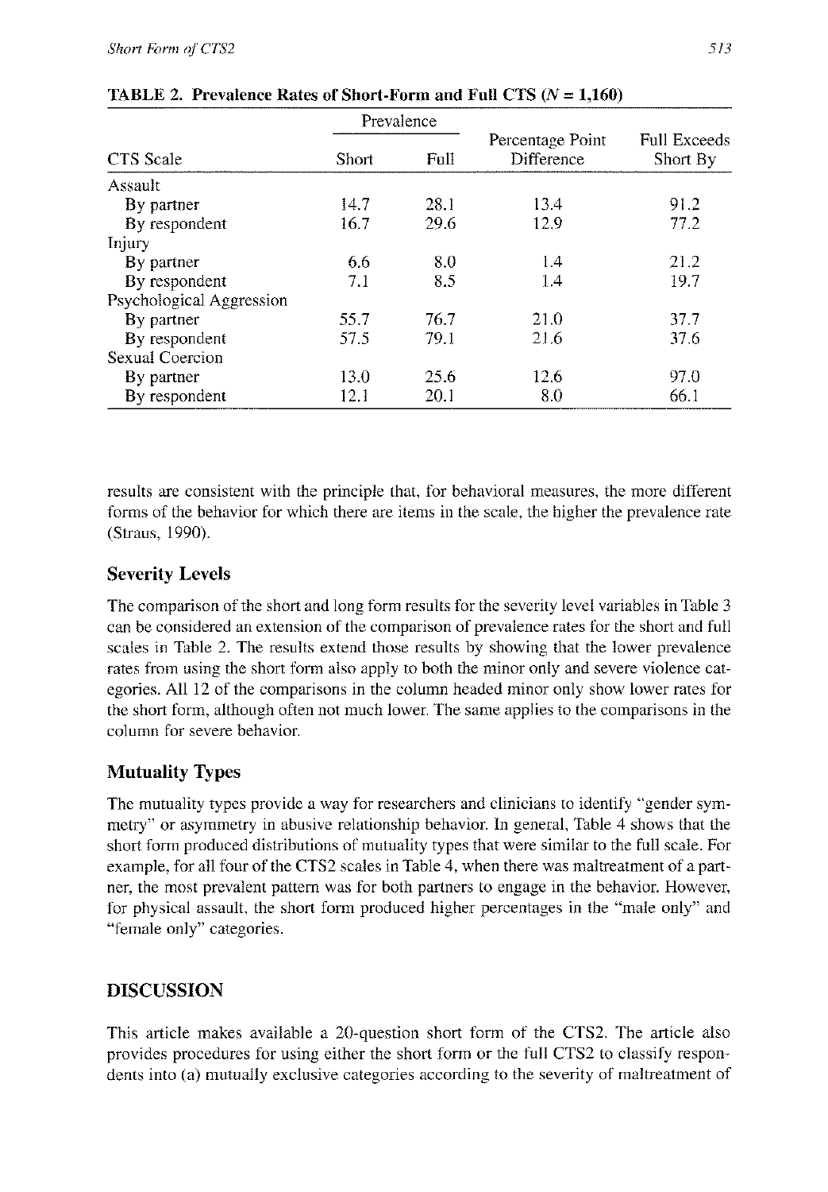**TABLE 2. Prevalence Rates of Short-Form and Full CTS ($N$ = 1,160)**

| CTS Scale | Prevalence | | Percentage Point Difference | Full Exceeds Short By |
|---|---|---|---|---|
| | Short | Full | | |
| Assault | | | | |
| By partner | 14.7 | 28.1 | 13.4 | 91.2 |
| By respondent | 16.7 | 29.6 | 12.9 | 77.2 |
| Injury | | | | |
| By partner | 6.6 | 8.0 | 1.4 | 21.2 |
| By respondent | 7.1 | 8.5 | 1.4 | 19.7 |
| Psychological Aggression | | | | |
| By partner | 55.7 | 76.7 | 21.0 | 37.7 |
| By respondent | 57.5 | 79.1 | 21.6 | 37.6 |
| Sexual Coercion | | | | |
| By partner | 13.0 | 25.6 | 12.6 | 97.0 |
| By respondent | 12.1 | 20.1 | 8.0 | 66.1 |

results are consistent with the principle that, for behavioral measures, the more different forms of the behavior for which there are items in the scale, the higher the prevalence rate (Straus, 1990).

### Severity Levels

The comparison of the short and long form results for the severity level variables in Table 3 can be considered an extension of the comparison of prevalence rates for the short and full scales in Table 2. The results extend those results by showing that the lower prevalence rates from using the short form also apply to both the minor only and severe violence categories. All 12 of the comparisons in the column headed minor only show lower rates for the short form, although often not much lower. The same applies to the comparisons in the column for severe behavior.

### Mutuality Types

The mutuality types provide a way for researchers and clinicians to identify "gender symmetry" or asymmetry in abusive relationship behavior. In general, Table 4 shows that the short form produced distributions of mutuality types that were similar to the full scale. For example, for all four of the CTS2 scales in Table 4, when there was maltreatment of a partner, the most prevalent pattern was for both partners to engage in the behavior. However, for physical assault, the short form produced higher percentages in the "male only" and "female only" categories.

## DISCUSSION

This article makes available a 20-question short form of the CTS2. The article also provides procedures for using either the short form or the full CTS2 to classify respondents into (a) mutually exclusive categories according to the severity of maltreatment of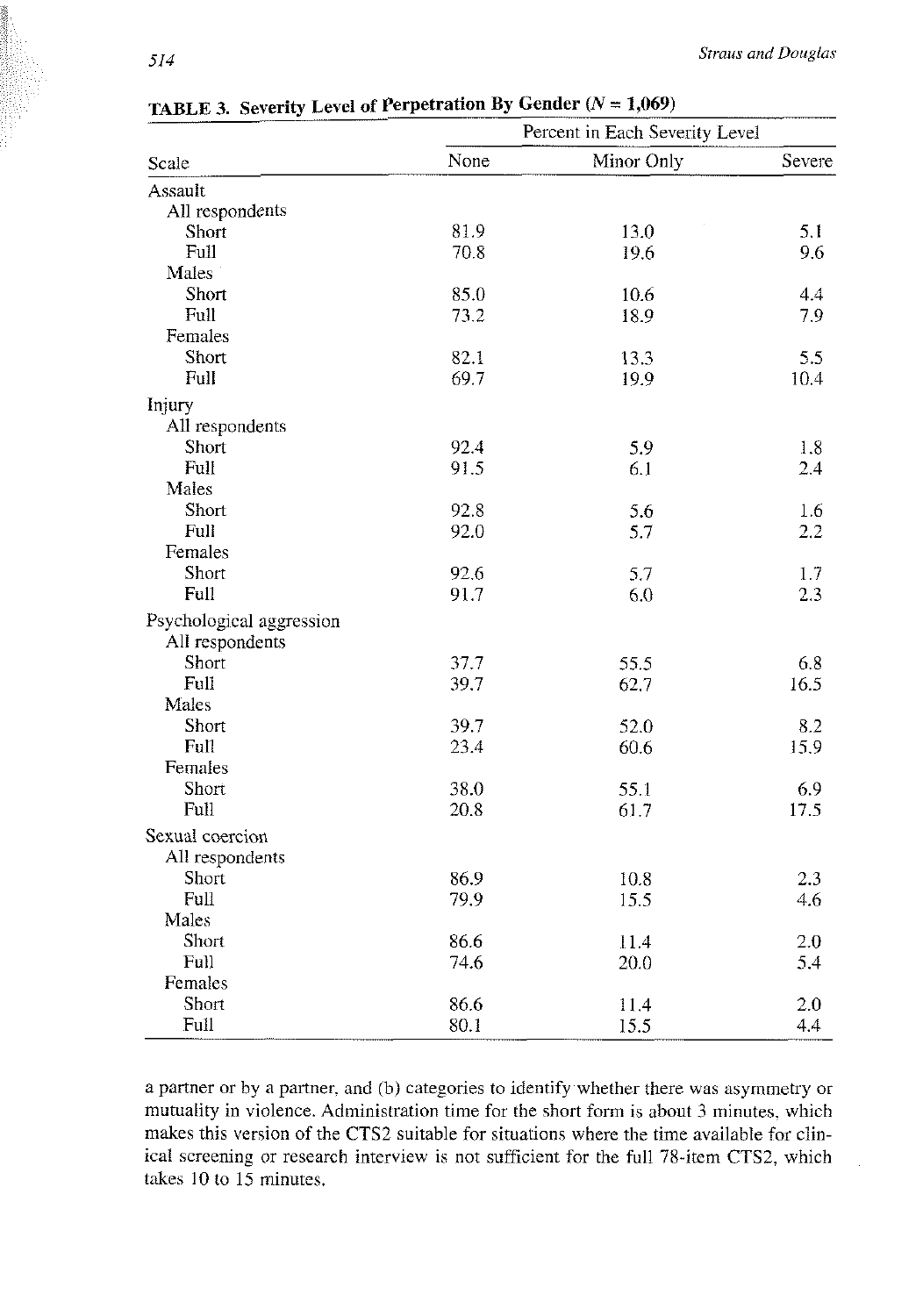**TABLE 3. Severity Level of Perpetration By Gender ($N = 1{,}069$)**

| | Percent in Each Severity Level | | |
|---|---|---|---|
| Scale | None | Minor Only | Severe |
| Assault | | | |
| All respondents | | | |
| Short | 81.9 | 13.0 | 5.1 |
| Full | 70.8 | 19.6 | 9.6 |
| Males | | | |
| Short | 85.0 | 10.6 | 4.4 |
| Full | 73.2 | 18.9 | 7.9 |
| Females | | | |
| Short | 82.1 | 13.3 | 5.5 |
| Full | 69.7 | 19.9 | 10.4 |
| Injury | | | |
| All respondents | | | |
| Short | 92.4 | 5.9 | 1.8 |
| Full | 91.5 | 6.1 | 2.4 |
| Males | | | |
| Short | 92.8 | 5.6 | 1.6 |
| Full | 92.0 | 5.7 | 2.2 |
| Females | | | |
| Short | 92.6 | 5.7 | 1.7 |
| Full | 91.7 | 6.0 | 2.3 |
| Psychological aggression | | | |
| All respondents | | | |
| Short | 37.7 | 55.5 | 6.8 |
| Full | 39.7 | 62.7 | 16.5 |
| Males | | | |
| Short | 39.7 | 52.0 | 8.2 |
| Full | 23.4 | 60.6 | 15.9 |
| Females | | | |
| Short | 38.0 | 55.1 | 6.9 |
| Full | 20.8 | 61.7 | 17.5 |
| Sexual coercion | | | |
| All respondents | | | |
| Short | 86.9 | 10.8 | 2.3 |
| Full | 79.9 | 15.5 | 4.6 |
| Males | | | |
| Short | 86.6 | 11.4 | 2.0 |
| Full | 74.6 | 20.0 | 5.4 |
| Females | | | |
| Short | 86.6 | 11.4 | 2.0 |
| Full | 80.1 | 15.5 | 4.4 |

a partner or by a partner, and (b) categories to identify whether there was asymmetry or mutuality in violence. Administration time for the short form is about 3 minutes, which makes this version of the CTS2 suitable for situations where the time available for clinical screening or research interview is not sufficient for the full 78-item CTS2, which takes 10 to 15 minutes.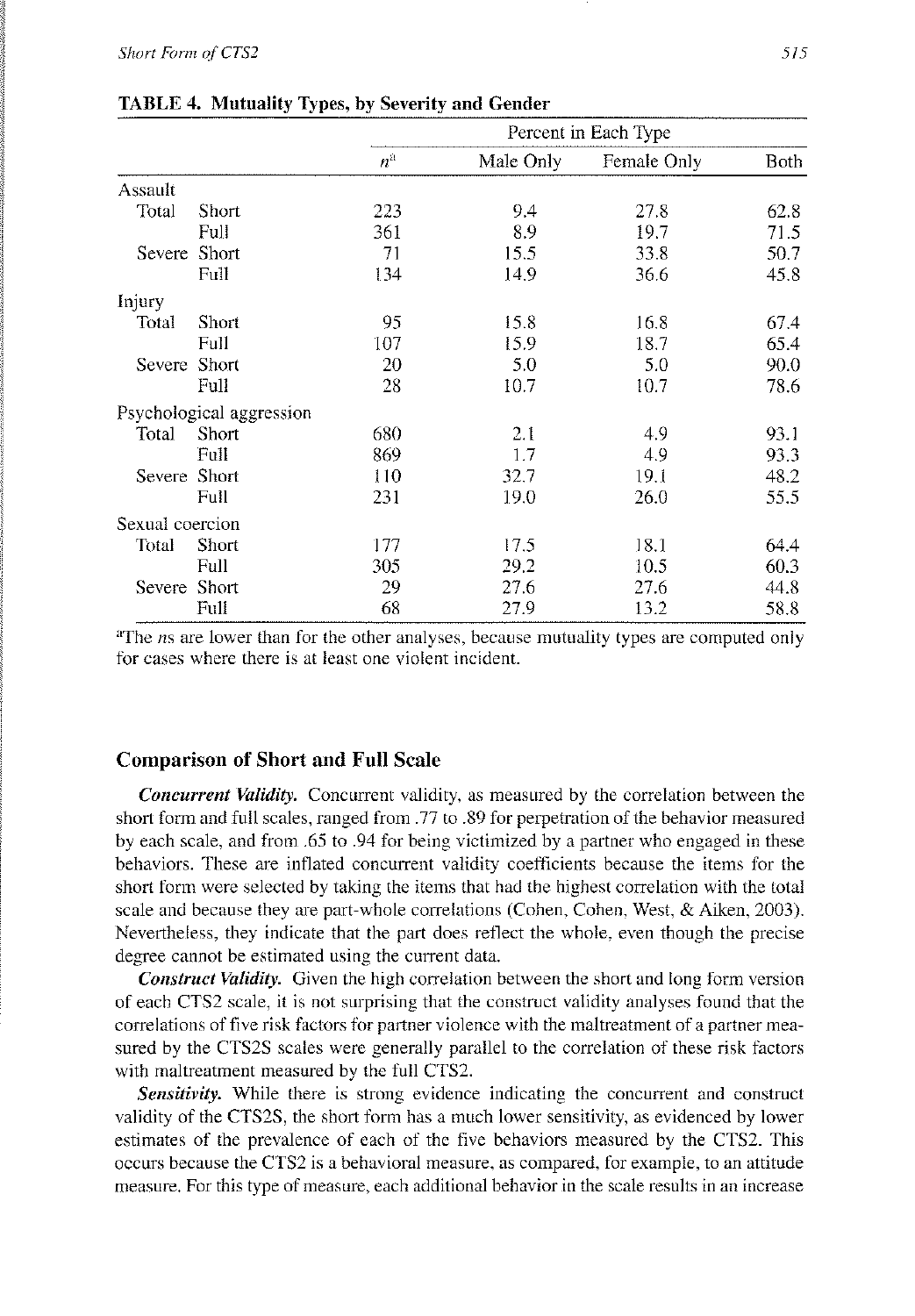**TABLE 4. Mutuality Types, by Severity and Gender**

| | | | Percent in Each Type | | |
|---|---|---|---|---|---|
| | | $n$[a] | Male Only | Female Only | Both |
| Assault | | | | | |
| Total | Short | 223 | 9.4 | 27.8 | 62.8 |
| | Full | 361 | 8.9 | 19.7 | 71.5 |
| Severe | Short | 71 | 15.5 | 33.8 | 50.7 |
| | Full | 134 | 14.9 | 36.6 | 45.8 |
| Injury | | | | | |
| Total | Short | 95 | 15.8 | 16.8 | 67.4 |
| | Full | 107 | 15.9 | 18.7 | 65.4 |
| Severe | Short | 20 | 5.0 | 5.0 | 90.0 |
| | Full | 28 | 10.7 | 10.7 | 78.6 |
| Psychological aggression | | | | | |
| Total | Short | 680 | 2.1 | 4.9 | 93.1 |
| | Full | 869 | 1.7 | 4.9 | 93.3 |
| Severe | Short | 110 | 32.7 | 19.1 | 48.2 |
| | Full | 231 | 19.0 | 26.0 | 55.5 |
| Sexual coercion | | | | | |
| Total | Short | 177 | 17.5 | 18.1 | 64.4 |
| | Full | 305 | 29.2 | 10.5 | 60.3 |
| Severe | Short | 29 | 27.6 | 27.6 | 44.8 |
| | Full | 68 | 27.9 | 13.2 | 58.8 |

[a]The *n*s are lower than for the other analyses, because mutuality types are computed only for cases where there is at least one violent incident.

### Comparison of Short and Full Scale

***Concurrent Validity.*** Concurrent validity, as measured by the correlation between the short form and full scales, ranged from .77 to .89 for perpetration of the behavior measured by each scale, and from .65 to .94 for being victimized by a partner who engaged in these behaviors. These are inflated concurrent validity coefficients because the items for the short form were selected by taking the items that had the highest correlation with the total scale and because they are part-whole correlations (Cohen, Cohen, West, & Aiken, 2003). Nevertheless, they indicate that the part does reflect the whole, even though the precise degree cannot be estimated using the current data.

***Construct Validity.*** Given the high correlation between the short and long form version of each CTS2 scale, it is not surprising that the construct validity analyses found that the correlations of five risk factors for partner violence with the maltreatment of a partner measured by the CTS2S scales were generally parallel to the correlation of these risk factors with maltreatment measured by the full CTS2.

***Sensitivity.*** While there is strong evidence indicating the concurrent and construct validity of the CTS2S, the short form has a much lower sensitivity, as evidenced by lower estimates of the prevalence of each of the five behaviors measured by the CTS2. This occurs because the CTS2 is a behavioral measure, as compared, for example, to an attitude measure. For this type of measure, each additional behavior in the scale results in an increase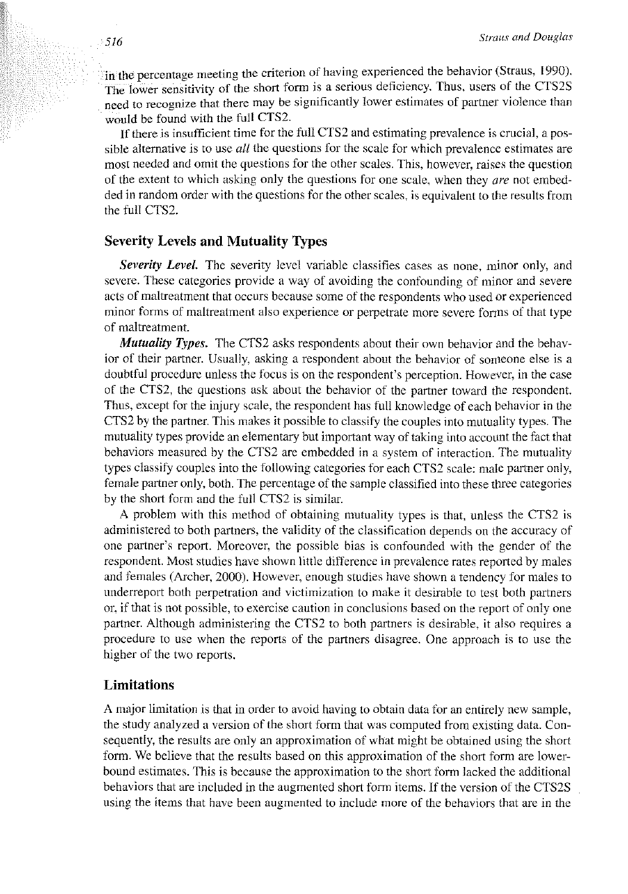in the percentage meeting the criterion of having experienced the behavior (Straus, 1990). The lower sensitivity of the short form is a serious deficiency. Thus, users of the CTS2S need to recognize that there may be significantly lower estimates of partner violence than would be found with the full CTS2.

If there is insufficient time for the full CTS2 and estimating prevalence is crucial, a possible alternative is to use *all* the questions for the scale for which prevalence estimates are most needed and omit the questions for the other scales. This, however, raises the question of the extent to which asking only the questions for one scale, when they *are* not embedded in random order with the questions for the other scales, is equivalent to the results from the full CTS2.

## Severity Levels and Mutuality Types

***Severity Level.*** The severity level variable classifies cases as none, minor only, and severe. These categories provide a way of avoiding the confounding of minor and severe acts of maltreatment that occurs because some of the respondents who used or experienced minor forms of maltreatment also experience or perpetrate more severe forms of that type of maltreatment.

***Mutuality Types.*** The CTS2 asks respondents about their own behavior and the behavior of their partner. Usually, asking a respondent about the behavior of someone else is a doubtful procedure unless the focus is on the respondent's perception. However, in the case of the CTS2, the questions ask about the behavior of the partner toward the respondent. Thus, except for the injury scale, the respondent has full knowledge of each behavior in the CTS2 by the partner. This makes it possible to classify the couples into mutuality types. The mutuality types provide an elementary but important way of taking into account the fact that behaviors measured by the CTS2 are embedded in a system of interaction. The mutuality types classify couples into the following categories for each CTS2 scale: male partner only, female partner only, both. The percentage of the sample classified into these three categories by the short form and the full CTS2 is similar.

A problem with this method of obtaining mutuality types is that, unless the CTS2 is administered to both partners, the validity of the classification depends on the accuracy of one partner's report. Moreover, the possible bias is confounded with the gender of the respondent. Most studies have shown little difference in prevalence rates reported by males and females (Archer, 2000). However, enough studies have shown a tendency for males to underreport both perpetration and victimization to make it desirable to test both partners or, if that is not possible, to exercise caution in conclusions based on the report of only one partner. Although administering the CTS2 to both partners is desirable, it also requires a procedure to use when the reports of the partners disagree. One approach is to use the higher of the two reports.

## Limitations

A major limitation is that in order to avoid having to obtain data for an entirely new sample, the study analyzed a version of the short form that was computed from existing data. Consequently, the results are only an approximation of what might be obtained using the short form. We believe that the results based on this approximation of the short form are lower-bound estimates. This is because the approximation to the short form lacked the additional behaviors that are included in the augmented short form items. If the version of the CTS2S using the items that have been augmented to include more of the behaviors that are in the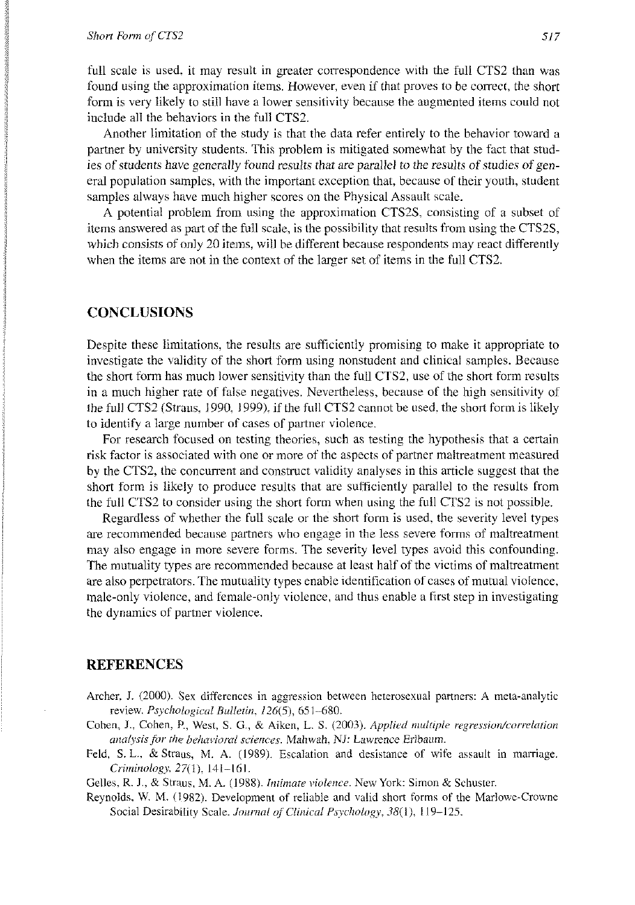full scale is used, it may result in greater correspondence with the full CTS2 than was found using the approximation items. However, even if that proves to be correct, the short form is very likely to still have a lower sensitivity because the augmented items could not include all the behaviors in the full CTS2.

Another limitation of the study is that the data refer entirely to the behavior toward a partner by university students. This problem is mitigated somewhat by the fact that studies of students have generally found results that are parallel to the results of studies of general population samples, with the important exception that, because of their youth, student samples always have much higher scores on the Physical Assault scale.

A potential problem from using the approximation CTS2S, consisting of a subset of items answered as part of the full scale, is the possibility that results from using the CTS2S, which consists of only 20 items, will be different because respondents may react differently when the items are not in the context of the larger set of items in the full CTS2.

## CONCLUSIONS

Despite these limitations, the results are sufficiently promising to make it appropriate to investigate the validity of the short form using nonstudent and clinical samples. Because the short form has much lower sensitivity than the full CTS2, use of the short form results in a much higher rate of false negatives. Nevertheless, because of the high sensitivity of the full CTS2 (Straus, 1990, 1999), if the full CTS2 cannot be used, the short form is likely to identify a large number of cases of partner violence.

For research focused on testing theories, such as testing the hypothesis that a certain risk factor is associated with one or more of the aspects of partner maltreatment measured by the CTS2, the concurrent and construct validity analyses in this article suggest that the short form is likely to produce results that are sufficiently parallel to the results from the full CTS2 to consider using the short form when using the full CTS2 is not possible.

Regardless of whether the full scale or the short form is used, the severity level types are recommended because partners who engage in the less severe forms of maltreatment may also engage in more severe forms. The severity level types avoid this confounding. The mutuality types are recommended because at least half of the victims of maltreatment are also perpetrators. The mutuality types enable identification of cases of mutual violence, male-only violence, and female-only violence, and thus enable a first step in investigating the dynamics of partner violence.

## REFERENCES

Archer, J. (2000). Sex differences in aggression between heterosexual partners: A meta-analytic review. *Psychological Bulletin, 126*(5), 651–680.

Cohen, J., Cohen, P., West, S. G., & Aiken, L. S. (2003). *Applied multiple regression/correlation analysis for the behavioral sciences*. Mahwah, NJ: Lawrence Erlbaum.

Feld, S. L., & Straus, M. A. (1989). Escalation and desistance of wife assault in marriage. *Criminology, 27*(1), 141–161.

Gelles, R. J., & Straus, M. A. (1988). *Intimate violence*. New York: Simon & Schuster.

Reynolds, W. M. (1982). Development of reliable and valid short forms of the Marlowe-Crowne Social Desirability Scale. *Journal of Clinical Psychology, 38*(1), 119–125.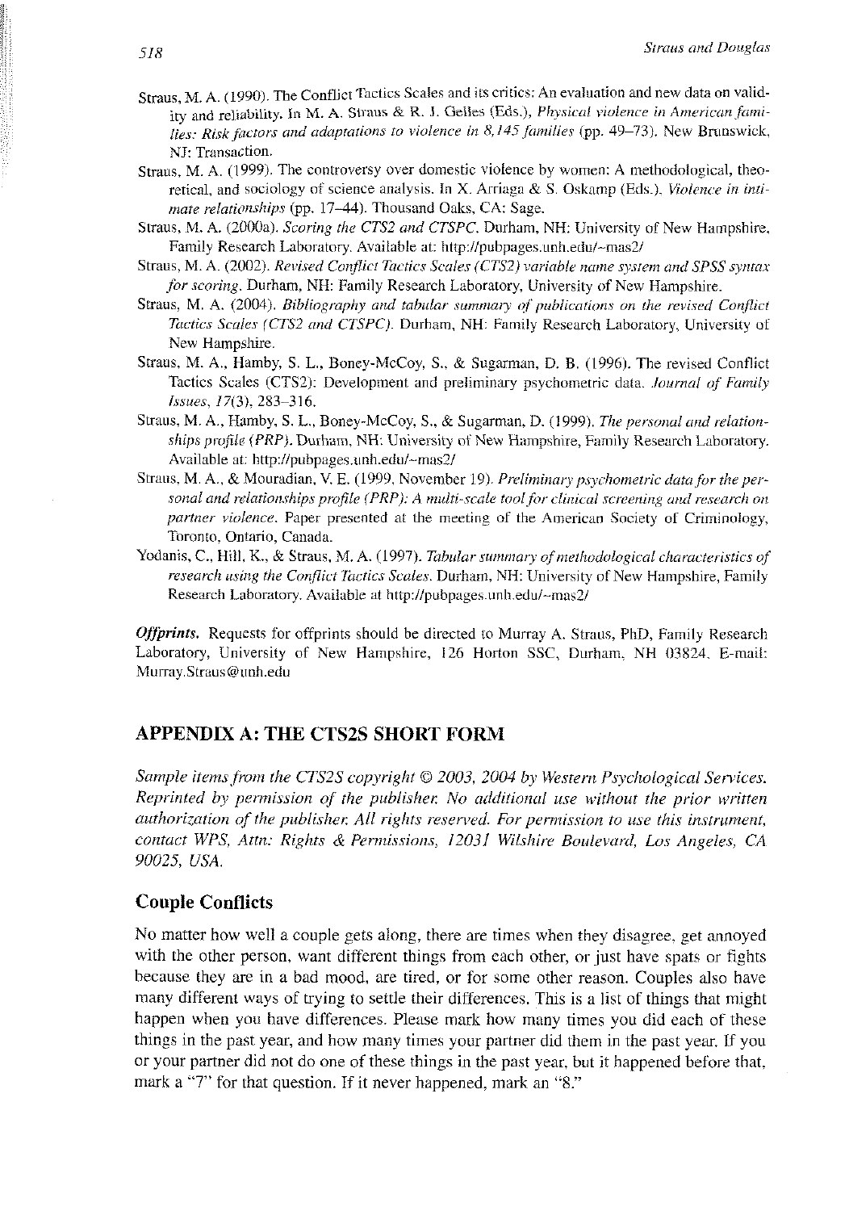Straus, M. A. (1990). The Conflict Tactics Scales and its critics: An evaluation and new data on validity and reliability. In M. A. Straus & R. J. Gelles (Eds.), *Physical violence in American families: Risk factors and adaptations to violence in 8,145 families* (pp. 49–73). New Brunswick, NJ: Transaction.

Straus, M. A. (1999). The controversy over domestic violence by women: A methodological, theoretical, and sociology of science analysis. In X. Arriaga & S. Oskamp (Eds.), *Violence in intimate relationships* (pp. 17–44). Thousand Oaks, CA: Sage.

Straus, M. A. (2000a). *Scoring the CTS2 and CTSPC*. Durham, NH: University of New Hampshire, Family Research Laboratory. Available at: http://pubpages.unh.edu/~mas2/

Straus, M. A. (2002). *Revised Conflict Tactics Scales (CTS2) variable name system and SPSS syntax for scoring*. Durham, NH: Family Research Laboratory, University of New Hampshire.

Straus, M. A. (2004). *Bibliography and tabular summary of publications on the revised Conflict Tactics Scales (CTS2 and CTSPC)*. Durham, NH: Family Research Laboratory, University of New Hampshire.

Straus, M. A., Hamby, S. L., Boney-McCoy, S., & Sugarman, D. B. (1996). The revised Conflict Tactics Scales (CTS2): Development and preliminary psychometric data. *Journal of Family Issues, 17*(3), 283–316.

Straus, M. A., Hamby, S. L., Boney-McCoy, S., & Sugarman, D. (1999). *The personal and relationships profile (PRP)*. Durham, NH: University of New Hampshire, Family Research Laboratory. Available at: http://pubpages.unh.edu/~mas2/

Straus, M. A., & Mouradian, V. E. (1999, November 19). *Preliminary psychometric data for the personal and relationships profile (PRP): A multi-scale tool for clinical screening and research on partner violence*. Paper presented at the meeting of the American Society of Criminology, Toronto, Ontario, Canada.

Yodanis, C., Hill, K., & Straus, M. A. (1997). *Tabular summary of methodological characteristics of research using the Conflict Tactics Scales*. Durham, NH: University of New Hampshire, Family Research Laboratory. Available at http://pubpages.unh.edu/~mas2/

***Offprints.*** Requests for offprints should be directed to Murray A. Straus, PhD, Family Research Laboratory, University of New Hampshire, 126 Horton SSC, Durham, NH 03824. E-mail: Murray.Straus@unh.edu

## APPENDIX A: THE CTS2S SHORT FORM

*Sample items from the CTS2S copyright © 2003, 2004 by Western Psychological Services. Reprinted by permission of the publisher. No additional use without the prior written authorization of the publisher. All rights reserved. For permission to use this instrument, contact WPS, Attn: Rights & Permissions, 12031 Wilshire Boulevard, Los Angeles, CA 90025, USA.*

### Couple Conflicts

No matter how well a couple gets along, there are times when they disagree, get annoyed with the other person, want different things from each other, or just have spats or fights because they are in a bad mood, are tired, or for some other reason. Couples also have many different ways of trying to settle their differences. This is a list of things that might happen when you have differences. Please mark how many times you did each of these things in the past year, and how many times your partner did them in the past year. If you or your partner did not do one of these things in the past year, but it happened before that, mark a "7" for that question. If it never happened, mark an "8."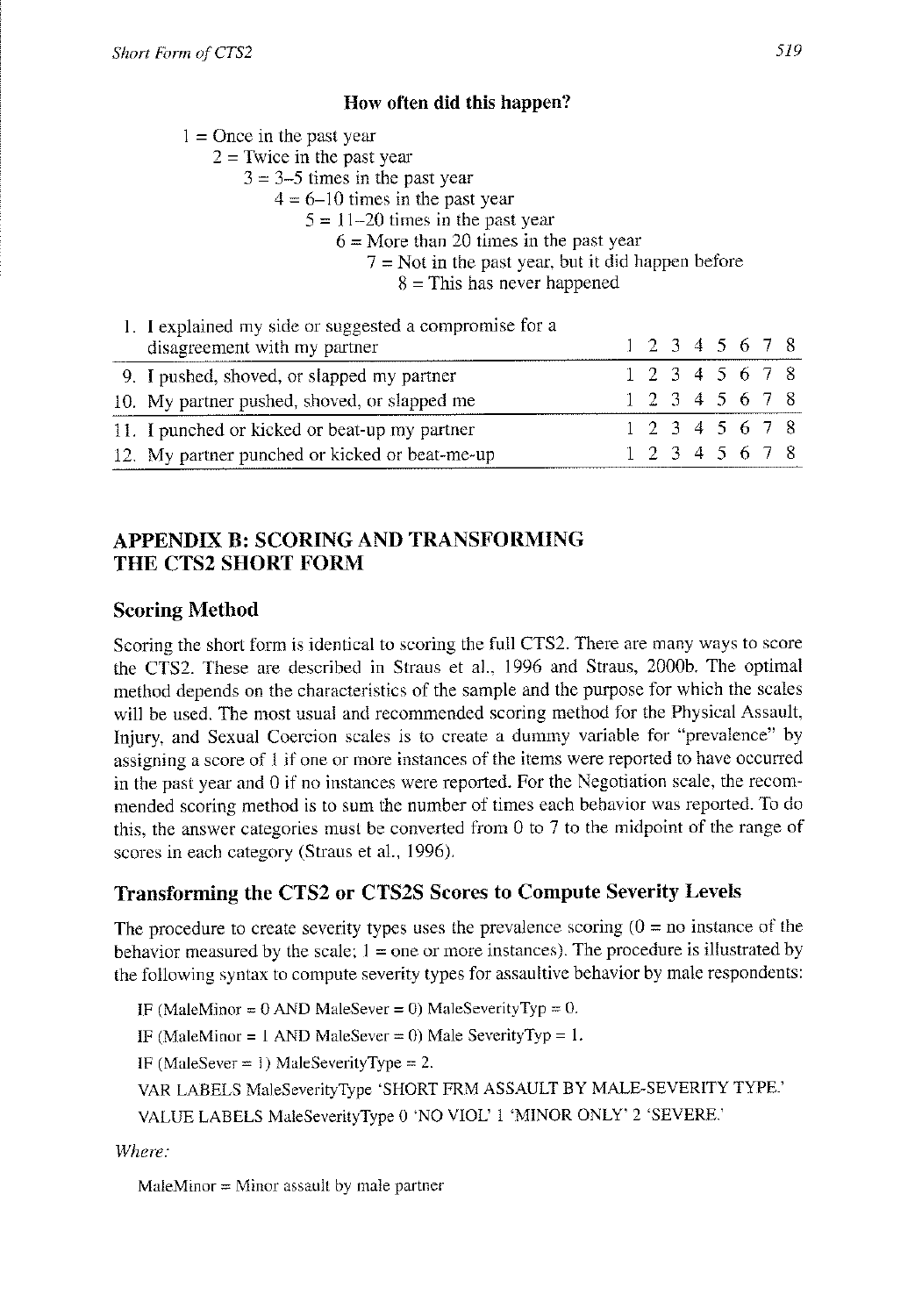**How often did this happen?**

1 = Once in the past year
2 = Twice in the past year
3 = 3–5 times in the past year
4 = 6–10 times in the past year
5 = 11–20 times in the past year
6 = More than 20 times in the past year
7 = Not in the past year, but it did happen before
8 = This has never happened

| | |
|---|---|
| 1. I explained my side or suggested a compromise for a disagreement with my partner | 1 2 3 4 5 6 7 8 |
| 9. I pushed, shoved, or slapped my partner | 1 2 3 4 5 6 7 8 |
| 10. My partner pushed, shoved, or slapped me | 1 2 3 4 5 6 7 8 |
| 11. I punched or kicked or beat-up my partner | 1 2 3 4 5 6 7 8 |
| 12. My partner punched or kicked or beat-me-up | 1 2 3 4 5 6 7 8 |

## APPENDIX B: SCORING AND TRANSFORMING THE CTS2 SHORT FORM

### Scoring Method

Scoring the short form is identical to scoring the full CTS2. There are many ways to score the CTS2. These are described in Straus et al., 1996 and Straus, 2000b. The optimal method depends on the characteristics of the sample and the purpose for which the scales will be used. The most usual and recommended scoring method for the Physical Assault, Injury, and Sexual Coercion scales is to create a dummy variable for "prevalence" by assigning a score of 1 if one or more instances of the items were reported to have occurred in the past year and 0 if no instances were reported. For the Negotiation scale, the recommended scoring method is to sum the number of times each behavior was reported. To do this, the answer categories must be converted from 0 to 7 to the midpoint of the range of scores in each category (Straus et al., 1996).

### Transforming the CTS2 or CTS2S Scores to Compute Severity Levels

The procedure to create severity types uses the prevalence scoring (0 = no instance of the behavior measured by the scale; 1 = one or more instances). The procedure is illustrated by the following syntax to compute severity types for assaultive behavior by male respondents:

```
IF (MaleMinor = 0 AND MaleSever = 0) MaleSeverityTyp = 0.
IF (MaleMinor = 1 AND MaleSever = 0) Male SeverityTyp = 1.
IF (MaleSever = 1) MaleSeverityType = 2.
VAR LABELS MaleSeverityType 'SHORT FRM ASSAULT BY MALE-SEVERITY TYPE.'
VALUE LABELS MaleSeverityType 0 'NO VIOL' 1 'MINOR ONLY' 2 'SEVERE.'
```

*Where:*

MaleMinor = Minor assault by male partner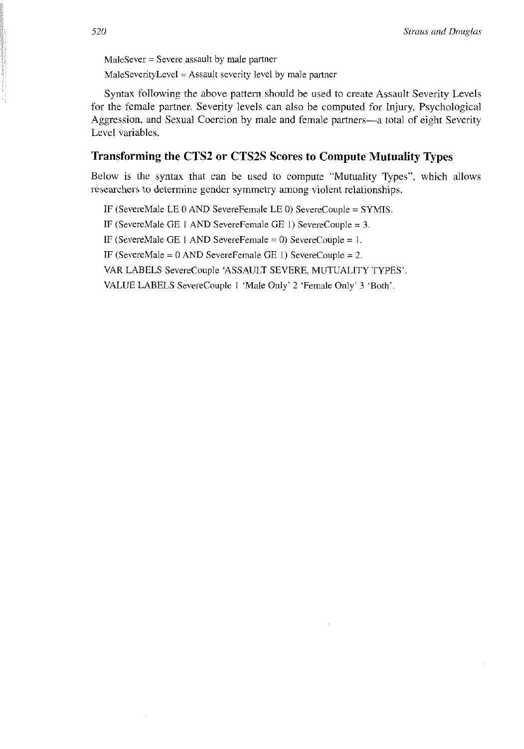MaleSever = Severe assault by male partner

MaleSeverityLevel = Assault severity level by male partner

Syntax following the above pattern should be used to create Assault Severity Levels for the female partner. Severity levels can also be computed for Injury, Psychological Aggression, and Sexual Coercion by male and female partners—a total of eight Severity Level variables.

## Transforming the CTS2 or CTS2S Scores to Compute Mutuality Types

Below is the syntax that can be used to compute "Mutuality Types", which allows researchers to determine gender symmetry among violent relationships.

```
IF (SevereMale LE 0 AND SevereFemale LE 0) SevereCouple = SYMIS.
IF (SevereMale GE 1 AND SevereFemale GE 1) SevereCouple = 3.
IF (SevereMale GE 1 AND SevereFemale = 0) SevereCouple = 1.
IF (SevereMale = 0 AND SevereFemale GE 1) SevereCouple = 2.
VAR LABELS SevereCouple 'ASSAULT SEVERE, MUTUALITY TYPES'.
VALUE LABELS SevereCouple 1 'Male Only' 2 'Female Only' 3 'Both'.
```